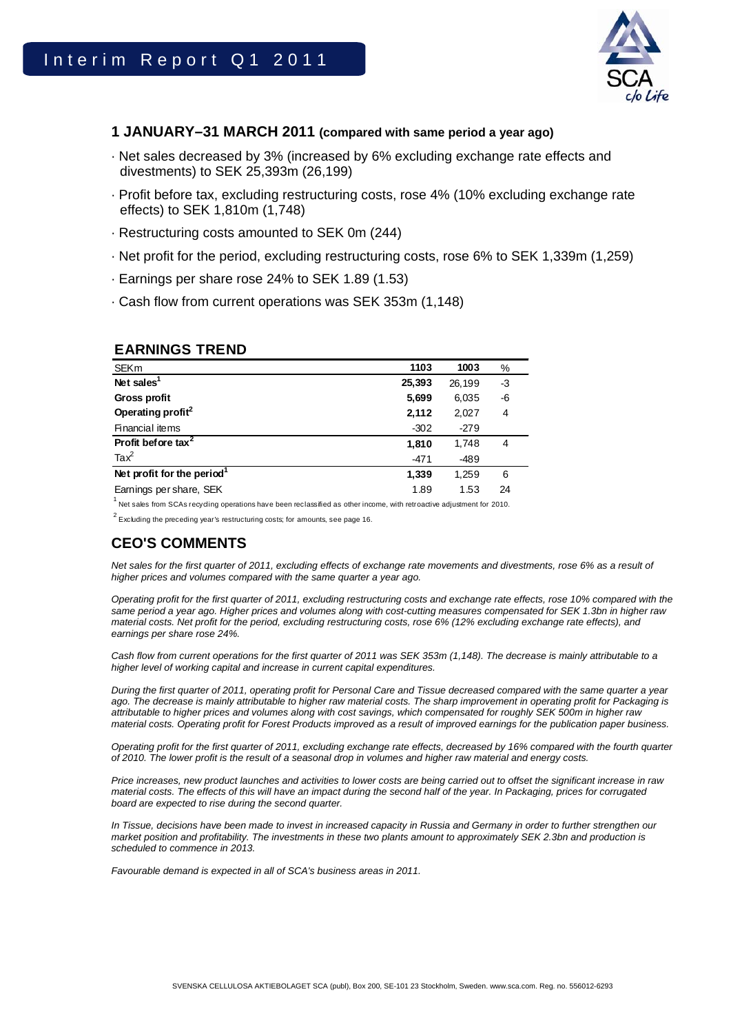# Interim Report Q1 2011

## 1 JANUARY–31 MARCH 2011 (compared with same period a year ago)

- Net sales decreased by 3% (increased by 6% excluding exchange rate effects and divestments) to SEK 25,393m (26,199)
- Profit before tax, excluding restructuring costs, rose 4% (10% excluding exchange rate effects) to SEK 1,810m (1,748)
- Restructuring costs amounted to SEK 0m (244)
- Net profit for the period, excluding restructuring costs, rose 6% to SEK 1,339m (1,259)
- Earnings per share rose 24% to SEK 1.89 (1.53)
- Cash flow from current operations was SEK 353m (1,148)

## EARNINGS TREND

| SEKm | 1103 | 1003 | % |
|---|---|---|---|
| **Net sales**[1] | **25,393** | 26,199 | -3 |
| **Gross profit** | **5,699** | 6,035 | -6 |
| **Operating profit**[2] | **2,112** | 2,027 | 4 |
| Financial items | -302 | -279 | |
| **Profit before tax**[2] | **1,810** | 1,748 | 4 |
| Tax[2] | -471 | -489 | |
| **Net profit for the period**[1] | **1,339** | 1,259 | 6 |
| Earnings per share, SEK | 1.89 | 1.53 | 24 |

[1] Net sales from SCAs recycling operations have been reclassified as other income, with retroactive adjustment for 2010.

[2] Excluding the preceding year's restructuring costs; for amounts, see page 16.

## CEO'S COMMENTS

*Net sales for the first quarter of 2011, excluding effects of exchange rate movements and divestments, rose 6% as a result of higher prices and volumes compared with the same quarter a year ago.*

*Operating profit for the first quarter of 2011, excluding restructuring costs and exchange rate effects, rose 10% compared with the same period a year ago. Higher prices and volumes along with cost-cutting measures compensated for SEK 1.3bn in higher raw material costs. Net profit for the period, excluding restructuring costs, rose 6% (12% excluding exchange rate effects), and earnings per share rose 24%.*

*Cash flow from current operations for the first quarter of 2011 was SEK 353m (1,148). The decrease is mainly attributable to a higher level of working capital and increase in current capital expenditures.*

*During the first quarter of 2011, operating profit for Personal Care and Tissue decreased compared with the same quarter a year ago. The decrease is mainly attributable to higher raw material costs. The sharp improvement in operating profit for Packaging is attributable to higher prices and volumes along with cost savings, which compensated for roughly SEK 500m in higher raw material costs. Operating profit for Forest Products improved as a result of improved earnings for the publication paper business.*

*Operating profit for the first quarter of 2011, excluding exchange rate effects, decreased by 16% compared with the fourth quarter of 2010. The lower profit is the result of a seasonal drop in volumes and higher raw material and energy costs.*

*Price increases, new product launches and activities to lower costs are being carried out to offset the significant increase in raw material costs. The effects of this will have an impact during the second half of the year. In Packaging, prices for corrugated board are expected to rise during the second quarter.*

*In Tissue, decisions have been made to invest in increased capacity in Russia and Germany in order to further strengthen our market position and profitability. The investments in these two plants amount to approximately SEK 2.3bn and production is scheduled to commence in 2013.*

*Favourable demand is expected in all of SCA's business areas in 2011.*

SVENSKA CELLULOSA AKTIEBOLAGET SCA (publ), Box 200, SE-101 23 Stockholm, Sweden. www.sca.com. Reg. no. 556012-6293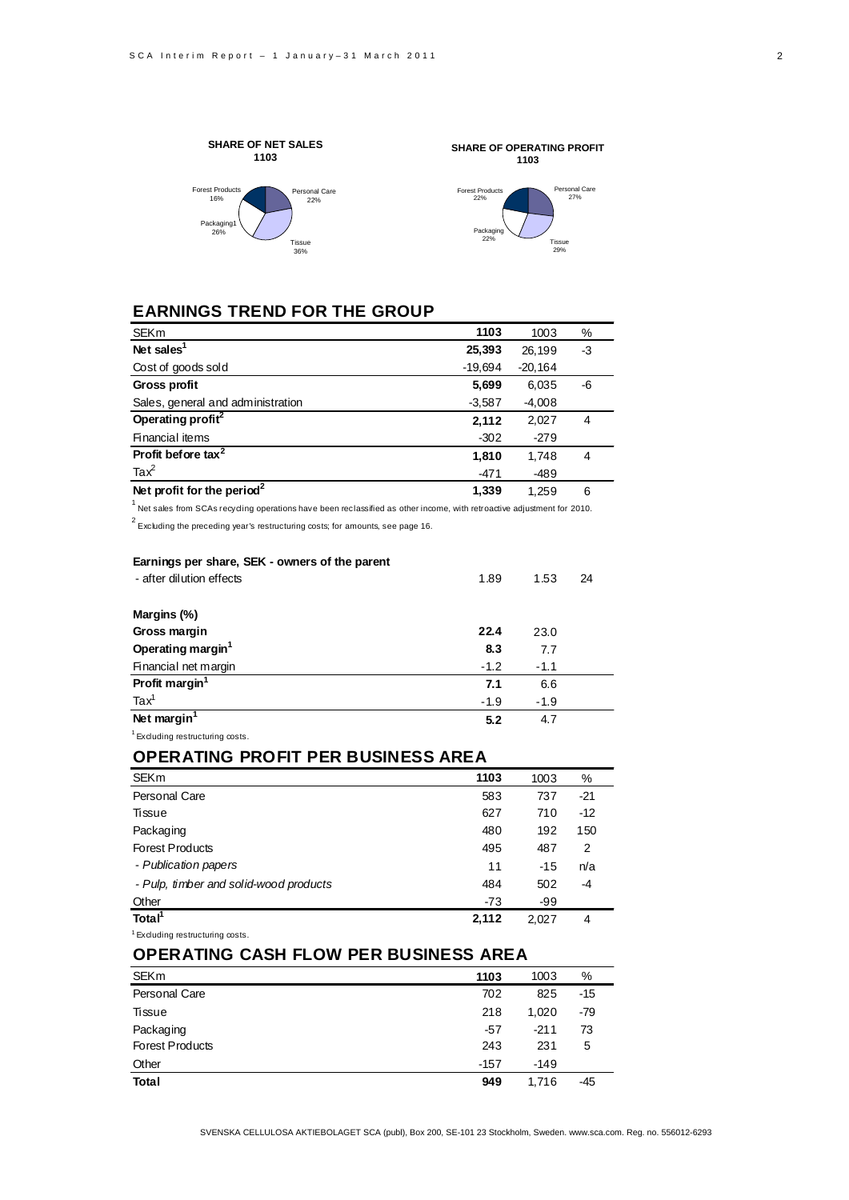**SHARE OF NET SALES**
**1103**

Forest Products 16%
Personal Care 22%
Packaging1 26%
Tissue 36%

**SHARE OF OPERATING PROFIT**
**1103**

Forest Products 22%
Personal Care 27%
Packaging 22%
Tissue 29%

## EARNINGS TREND FOR THE GROUP

| SEKm | 1103 | 1003 | % |
|---|---|---|---|
| **Net sales[1]** | **25,393** | 26,199 | -3 |
| Cost of goods sold | -19,694 | -20,164 | |
| **Gross profit** | **5,699** | 6,035 | -6 |
| Sales, general and administration | -3,587 | -4,008 | |
| **Operating profit[2]** | **2,112** | 2,027 | 4 |
| Financial items | -302 | -279 | |
| **Profit before tax[2]** | **1,810** | 1,748 | 4 |
| Tax[2] | -471 | -489 | |
| **Net profit for the period[2]** | **1,339** | 1,259 | 6 |

[1] Net sales from SCAs recycling operations have been reclassified as other income, with retroactive adjustment for 2010.

[2] Excluding the preceding year's restructuring costs; for amounts, see page 16.

| | | | |
|---|---|---|---|
| **Earnings per share, SEK - owners of the parent** | | | |
| - after dilution effects | 1.89 | 1.53 | 24 |
| | | | |
| **Margins (%)** | | | |
| **Gross margin** | **22.4** | 23.0 | |
| **Operating margin[1]** | **8.3** | 7.7 | |
| Financial net margin | -1.2 | -1.1 | |
| **Profit margin[1]** | **7.1** | 6.6 | |
| Tax[1] | -1.9 | -1.9 | |
| **Net margin[1]** | **5.2** | 4.7 | |

[1] Excluding restructuring costs.

## OPERATING PROFIT PER BUSINESS AREA

| SEKm | 1103 | 1003 | % |
|---|---|---|---|
| Personal Care | 583 | 737 | -21 |
| Tissue | 627 | 710 | -12 |
| Packaging | 480 | 192 | 150 |
| Forest Products | 495 | 487 | 2 |
| *- Publication papers* | 11 | -15 | n/a |
| *- Pulp, timber and solid-wood products* | 484 | 502 | -4 |
| Other | -73 | -99 | |
| **Total[1]** | **2,112** | 2,027 | 4 |

[1] Excluding restructuring costs.

## OPERATING CASH FLOW PER BUSINESS AREA

| SEKm | 1103 | 1003 | % |
|---|---|---|---|
| Personal Care | 702 | 825 | -15 |
| Tissue | 218 | 1,020 | -79 |
| Packaging | -57 | -211 | 73 |
| Forest Products | 243 | 231 | 5 |
| Other | -157 | -149 | |
| **Total** | **949** | 1,716 | -45 |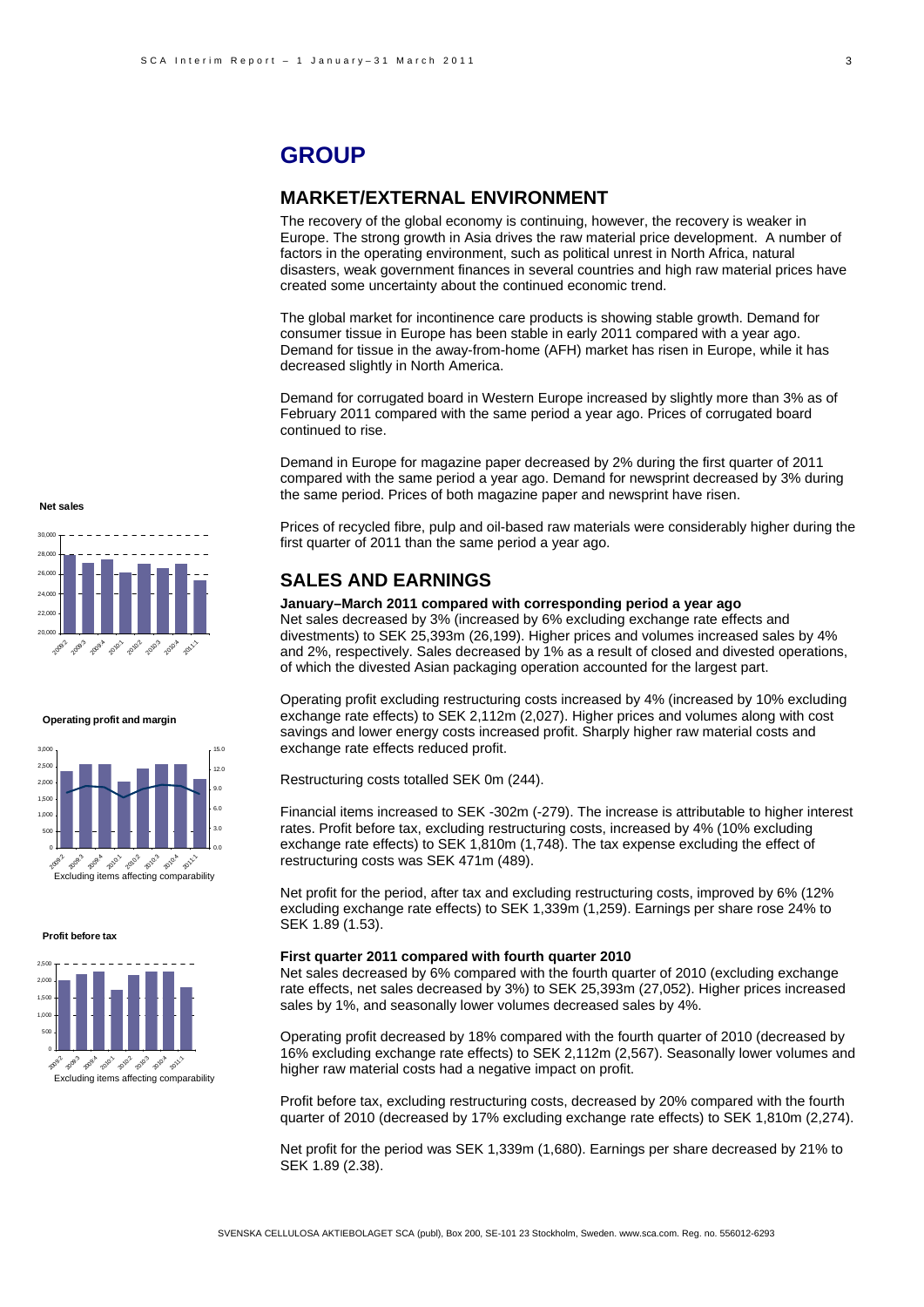# GROUP

## MARKET/EXTERNAL ENVIRONMENT

The recovery of the global economy is continuing, however, the recovery is weaker in Europe. The strong growth in Asia drives the raw material price development. A number of factors in the operating environment, such as political unrest in North Africa, natural disasters, weak government finances in several countries and high raw material prices have created some uncertainty about the continued economic trend.

The global market for incontinence care products is showing stable growth. Demand for consumer tissue in Europe has been stable in early 2011 compared with a year ago. Demand for tissue in the away-from-home (AFH) market has risen in Europe, while it has decreased slightly in North America.

Demand for corrugated board in Western Europe increased by slightly more than 3% as of February 2011 compared with the same period a year ago. Prices of corrugated board continued to rise.

Demand in Europe for magazine paper decreased by 2% during the first quarter of 2011 compared with the same period a year ago. Demand for newsprint decreased by 3% during the same period. Prices of both magazine paper and newsprint have risen.

Prices of recycled fibre, pulp and oil-based raw materials were considerably higher during the first quarter of 2011 than the same period a year ago.

## SALES AND EARNINGS

**January–March 2011 compared with corresponding period a year ago**

Net sales decreased by 3% (increased by 6% excluding exchange rate effects and divestments) to SEK 25,393m (26,199). Higher prices and volumes increased sales by 4% and 2%, respectively. Sales decreased by 1% as a result of closed and divested operations, of which the divested Asian packaging operation accounted for the largest part.

Operating profit excluding restructuring costs increased by 4% (increased by 10% excluding exchange rate effects) to SEK 2,112m (2,027). Higher prices and volumes along with cost savings and lower energy costs increased profit. Sharply higher raw material costs and exchange rate effects reduced profit.

Restructuring costs totalled SEK 0m (244).

Financial items increased to SEK -302m (-279). The increase is attributable to higher interest rates. Profit before tax, excluding restructuring costs, increased by 4% (10% excluding exchange rate effects) to SEK 1,810m (1,748). The tax expense excluding the effect of restructuring costs was SEK 471m (489).

Net profit for the period, after tax and excluding restructuring costs, improved by 6% (12% excluding exchange rate effects) to SEK 1,339m (1,259). Earnings per share rose 24% to SEK 1.89 (1.53).

**First quarter 2011 compared with fourth quarter 2010**

Net sales decreased by 6% compared with the fourth quarter of 2010 (excluding exchange rate effects, net sales decreased by 3%) to SEK 25,393m (27,052). Higher prices increased sales by 1%, and seasonally lower volumes decreased sales by 4%.

Operating profit decreased by 18% compared with the fourth quarter of 2010 (decreased by 16% excluding exchange rate effects) to SEK 2,112m (2,567). Seasonally lower volumes and higher raw material costs had a negative impact on profit.

Profit before tax, excluding restructuring costs, decreased by 20% compared with the fourth quarter of 2010 (decreased by 17% excluding exchange rate effects) to SEK 1,810m (2,274).

Net profit for the period was SEK 1,339m (1,680). Earnings per share decreased by 21% to SEK 1.89 (2.38).

**Net sales**

**Operating profit and margin**

Excluding items affecting comparability

**Profit before tax**

Excluding items affecting comparability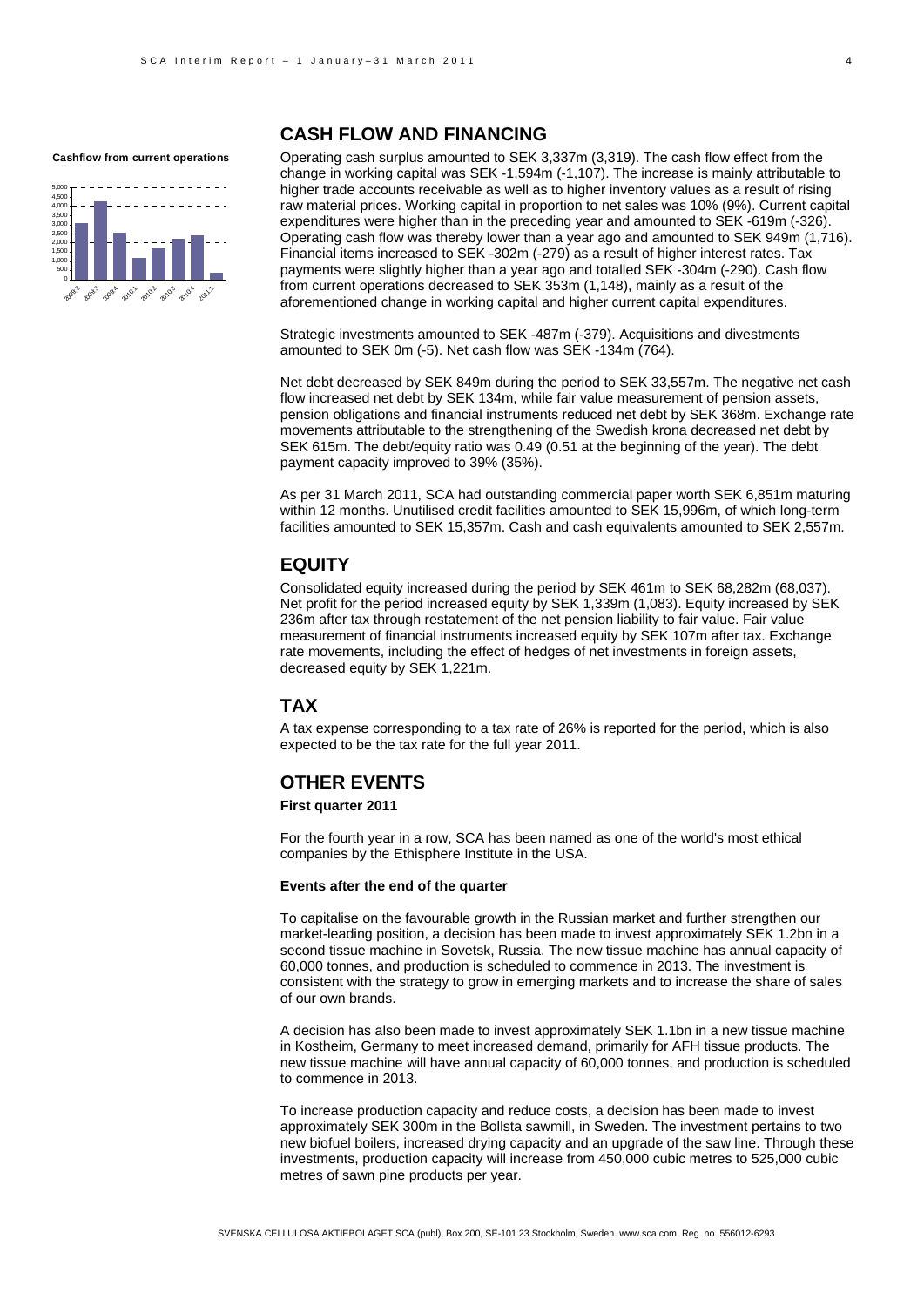**Cashflow from current operations**

## CASH FLOW AND FINANCING

Operating cash surplus amounted to SEK 3,337m (3,319). The cash flow effect from the change in working capital was SEK -1,594m (-1,107). The increase is mainly attributable to higher trade accounts receivable as well as to higher inventory values as a result of rising raw material prices. Working capital in proportion to net sales was 10% (9%). Current capital expenditures were higher than in the preceding year and amounted to SEK -619m (-326). Operating cash flow was thereby lower than a year ago and amounted to SEK 949m (1,716). Financial items increased to SEK -302m (-279) as a result of higher interest rates. Tax payments were slightly higher than a year ago and totalled SEK -304m (-290). Cash flow from current operations decreased to SEK 353m (1,148), mainly as a result of the aforementioned change in working capital and higher current capital expenditures.

Strategic investments amounted to SEK -487m (-379). Acquisitions and divestments amounted to SEK 0m (-5). Net cash flow was SEK -134m (764).

Net debt decreased by SEK 849m during the period to SEK 33,557m. The negative net cash flow increased net debt by SEK 134m, while fair value measurement of pension assets, pension obligations and financial instruments reduced net debt by SEK 368m. Exchange rate movements attributable to the strengthening of the Swedish krona decreased net debt by SEK 615m. The debt/equity ratio was 0.49 (0.51 at the beginning of the year). The debt payment capacity improved to 39% (35%).

As per 31 March 2011, SCA had outstanding commercial paper worth SEK 6,851m maturing within 12 months. Unutilised credit facilities amounted to SEK 15,996m, of which long-term facilities amounted to SEK 15,357m. Cash and cash equivalents amounted to SEK 2,557m.

## EQUITY

Consolidated equity increased during the period by SEK 461m to SEK 68,282m (68,037). Net profit for the period increased equity by SEK 1,339m (1,083). Equity increased by SEK 236m after tax through restatement of the net pension liability to fair value. Fair value measurement of financial instruments increased equity by SEK 107m after tax. Exchange rate movements, including the effect of hedges of net investments in foreign assets, decreased equity by SEK 1,221m.

## TAX

A tax expense corresponding to a tax rate of 26% is reported for the period, which is also expected to be the tax rate for the full year 2011.

## OTHER EVENTS

**First quarter 2011**

For the fourth year in a row, SCA has been named as one of the world's most ethical companies by the Ethisphere Institute in the USA.

**Events after the end of the quarter**

To capitalise on the favourable growth in the Russian market and further strengthen our market-leading position, a decision has been made to invest approximately SEK 1.2bn in a second tissue machine in Sovetsk, Russia. The new tissue machine has annual capacity of 60,000 tonnes, and production is scheduled to commence in 2013. The investment is consistent with the strategy to grow in emerging markets and to increase the share of sales of our own brands.

A decision has also been made to invest approximately SEK 1.1bn in a new tissue machine in Kostheim, Germany to meet increased demand, primarily for AFH tissue products. The new tissue machine will have annual capacity of 60,000 tonnes, and production is scheduled to commence in 2013.

To increase production capacity and reduce costs, a decision has been made to invest approximately SEK 300m in the Bollsta sawmill, in Sweden. The investment pertains to two new biofuel boilers, increased drying capacity and an upgrade of the saw line. Through these investments, production capacity will increase from 450,000 cubic metres to 525,000 cubic metres of sawn pine products per year.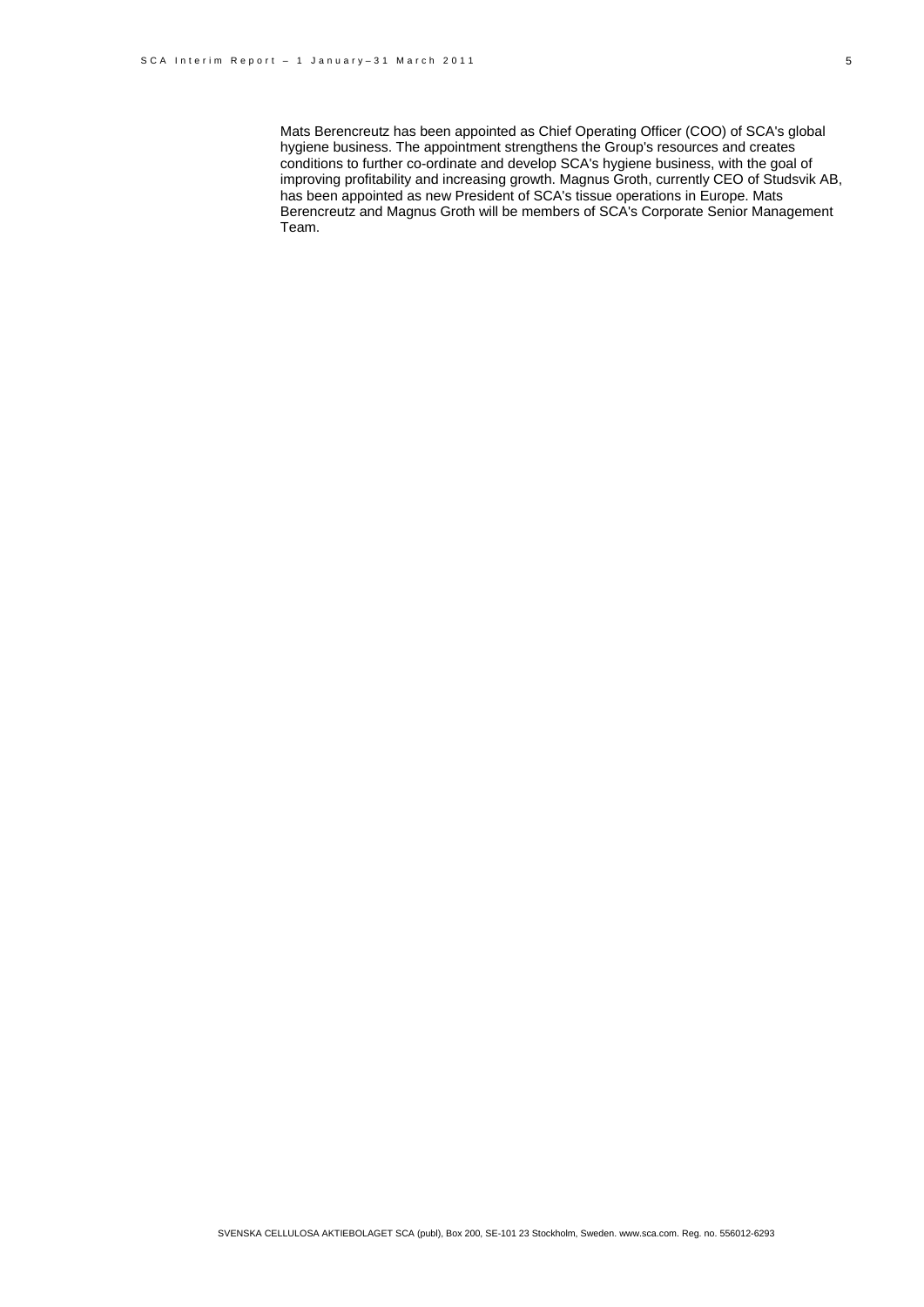Mats Berencreutz has been appointed as Chief Operating Officer (COO) of SCA's global hygiene business. The appointment strengthens the Group's resources and creates conditions to further co-ordinate and develop SCA's hygiene business, with the goal of improving profitability and increasing growth. Magnus Groth, currently CEO of Studsvik AB, has been appointed as new President of SCA's tissue operations in Europe. Mats Berencreutz and Magnus Groth will be members of SCA's Corporate Senior Management Team.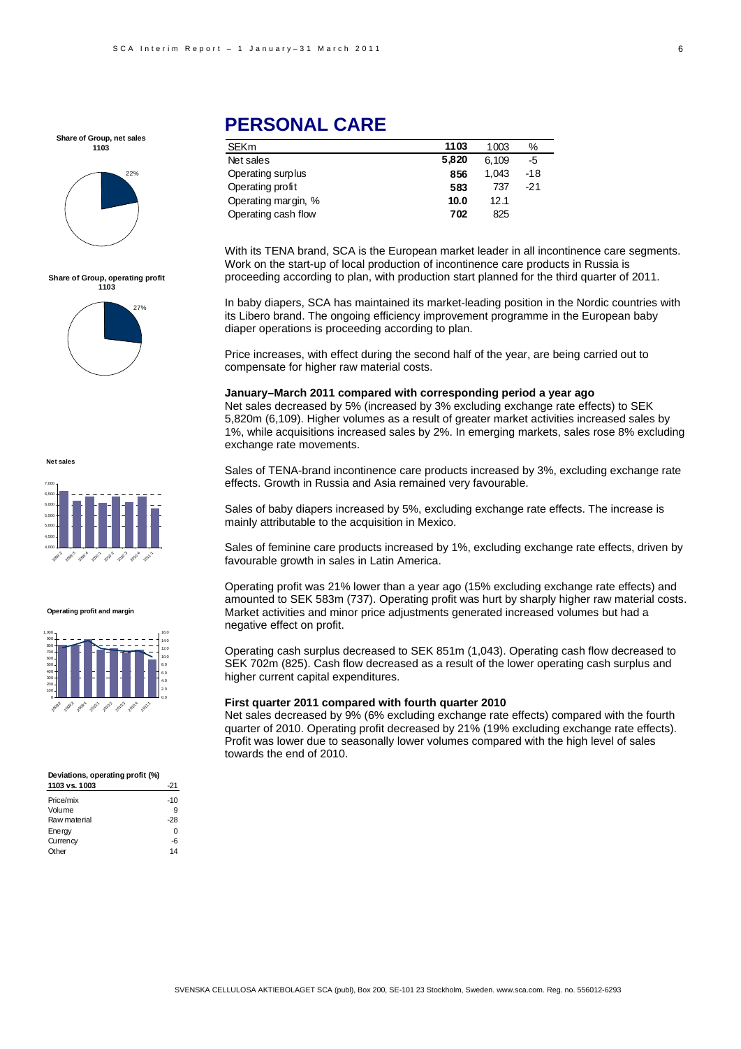# PERSONAL CARE

| SEKm | 1103 | 1003 | % |
|---|---|---|---|
| Net sales | **5,820** | 6,109 | -5 |
| Operating surplus | **856** | 1,043 | -18 |
| Operating profit | **583** | 737 | -21 |
| Operating margin, % | **10.0** | 12.1 | |
| Operating cash flow | **702** | 825 | |

With its TENA brand, SCA is the European market leader in all incontinence care segments. Work on the start-up of local production of incontinence care products in Russia is proceeding according to plan, with production start planned for the third quarter of 2011.

In baby diapers, SCA has maintained its market-leading position in the Nordic countries with its Libero brand. The ongoing efficiency improvement programme in the European baby diaper operations is proceeding according to plan.

Price increases, with effect during the second half of the year, are being carried out to compensate for higher raw material costs.

**January–March 2011 compared with corresponding period a year ago**

Net sales decreased by 5% (increased by 3% excluding exchange rate effects) to SEK 5,820m (6,109). Higher volumes as a result of greater market activities increased sales by 1%, while acquisitions increased sales by 2%. In emerging markets, sales rose 8% excluding exchange rate movements.

Sales of TENA-brand incontinence care products increased by 3%, excluding exchange rate effects. Growth in Russia and Asia remained very favourable.

Sales of baby diapers increased by 5%, excluding exchange rate effects. The increase is mainly attributable to the acquisition in Mexico.

Sales of feminine care products increased by 1%, excluding exchange rate effects, driven by favourable growth in sales in Latin America.

Operating profit was 21% lower than a year ago (15% excluding exchange rate effects) and amounted to SEK 583m (737). Operating profit was hurt by sharply higher raw material costs. Market activities and minor price adjustments generated increased volumes but had a negative effect on profit.

Operating cash surplus decreased to SEK 851m (1,043). Operating cash flow decreased to SEK 702m (825). Cash flow decreased as a result of the lower operating cash surplus and higher current capital expenditures.

**First quarter 2011 compared with fourth quarter 2010**

Net sales decreased by 9% (6% excluding exchange rate effects) compared with the fourth quarter of 2010. Operating profit decreased by 21% (19% excluding exchange rate effects). Profit was lower due to seasonally lower volumes compared with the high level of sales towards the end of 2010.

**Share of Group, net sales 1103**

22%

**Share of Group, operating profit 1103**

27%

**Net sales**

**Operating profit and margin**

**Deviations, operating profit (%)**

| 1103 vs. 1003 | -21 |
|---|---|
| Price/mix | -10 |
| Volume | 9 |
| Raw material | -28 |
| Energy | 0 |
| Currency | -6 |
| Other | 14 |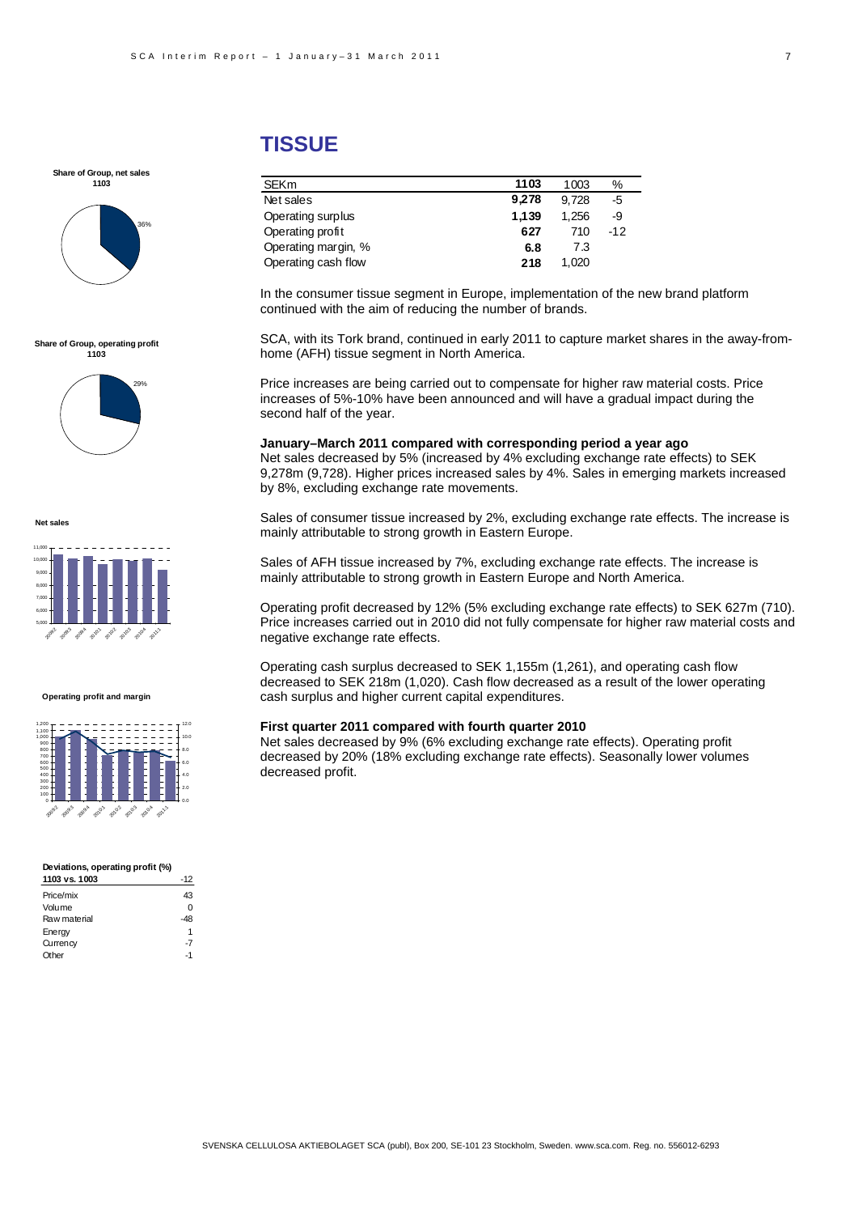# TISSUE

| SEKm | 1103 | 1003 | % |
|---|---|---|---|
| Net sales | **9,278** | 9,728 | -5 |
| Operating surplus | **1,139** | 1,256 | -9 |
| Operating profit | **627** | 710 | -12 |
| Operating margin, % | **6.8** | 7.3 | |
| Operating cash flow | **218** | 1,020 | |

In the consumer tissue segment in Europe, implementation of the new brand platform continued with the aim of reducing the number of brands.

SCA, with its Tork brand, continued in early 2011 to capture market shares in the away-from-home (AFH) tissue segment in North America.

Price increases are being carried out to compensate for higher raw material costs. Price increases of 5%-10% have been announced and will have a gradual impact during the second half of the year.

**January–March 2011 compared with corresponding period a year ago**

Net sales decreased by 5% (increased by 4% excluding exchange rate effects) to SEK 9,278m (9,728). Higher prices increased sales by 4%. Sales in emerging markets increased by 8%, excluding exchange rate movements.

Sales of consumer tissue increased by 2%, excluding exchange rate effects. The increase is mainly attributable to strong growth in Eastern Europe.

Sales of AFH tissue increased by 7%, excluding exchange rate effects. The increase is mainly attributable to strong growth in Eastern Europe and North America.

Operating profit decreased by 12% (5% excluding exchange rate effects) to SEK 627m (710). Price increases carried out in 2010 did not fully compensate for higher raw material costs and negative exchange rate effects.

Operating cash surplus decreased to SEK 1,155m (1,261), and operating cash flow decreased to SEK 218m (1,020). Cash flow decreased as a result of the lower operating cash surplus and higher current capital expenditures.

**First quarter 2011 compared with fourth quarter 2010**

Net sales decreased by 9% (6% excluding exchange rate effects). Operating profit decreased by 20% (18% excluding exchange rate effects). Seasonally lower volumes decreased profit.

**Share of Group, net sales 1103**

36%

**Share of Group, operating profit 1103**

29%

**Net sales**

**Operating profit and margin**

**Deviations, operating profit (%)**

| 1103 vs. 1003 | -12 |
|---|---|
| Price/mix | 43 |
| Volume | 0 |
| Raw material | -48 |
| Energy | 1 |
| Currency | -7 |
| Other | -1 |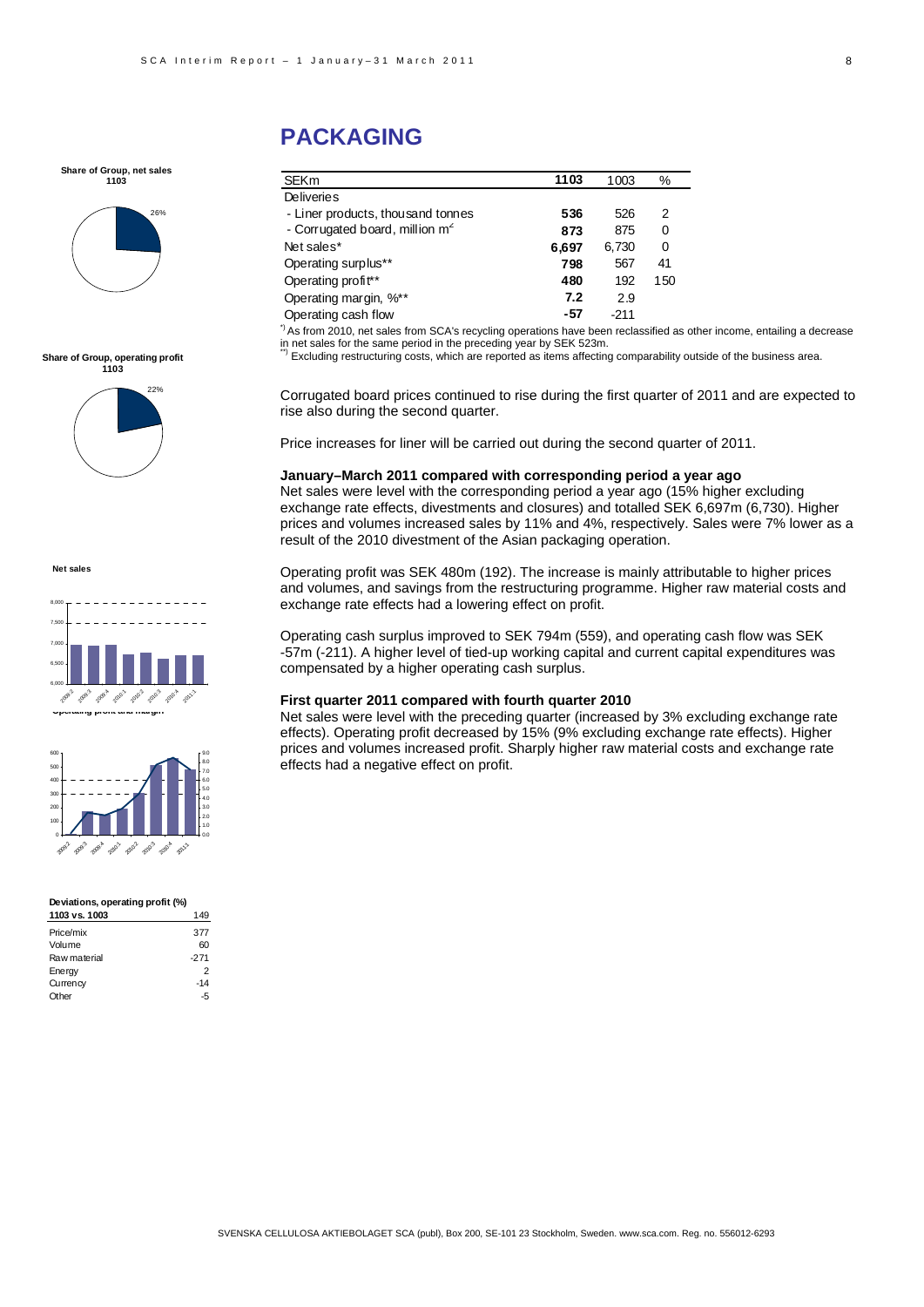# PACKAGING

| SEKm | 1103 | 1003 | % |
|---|---|---|---|
| Deliveries | | | |
| - Liner products, thousand tonnes | **536** | 526 | 2 |
| - Corrugated board, million m² | **873** | 875 | 0 |
| Net sales* | **6,697** | 6,730 | 0 |
| Operating surplus** | **798** | 567 | 41 |
| Operating profit** | **480** | 192 | 150 |
| Operating margin, %** | **7.2** | 2.9 | |
| Operating cash flow | **-57** | -211 | |

*) As from 2010, net sales from SCA's recycling operations have been reclassified as other income, entailing a decrease in net sales for the same period in the preceding year by SEK 523m.

**) Excluding restructuring costs, which are reported as items affecting comparability outside of the business area.

Corrugated board prices continued to rise during the first quarter of 2011 and are expected to rise also during the second quarter.

Price increases for liner will be carried out during the second quarter of 2011.

### January–March 2011 compared with corresponding period a year ago

Net sales were level with the corresponding period a year ago (15% higher excluding exchange rate effects, divestments and closures) and totalled SEK 6,697m (6,730). Higher prices and volumes increased sales by 11% and 4%, respectively. Sales were 7% lower as a result of the 2010 divestment of the Asian packaging operation.

Operating profit was SEK 480m (192). The increase is mainly attributable to higher prices and volumes, and savings from the restructuring programme. Higher raw material costs and exchange rate effects had a lowering effect on profit.

Operating cash surplus improved to SEK 794m (559), and operating cash flow was SEK -57m (-211). A higher level of tied-up working capital and current capital expenditures was compensated by a higher operating cash surplus.

### First quarter 2011 compared with fourth quarter 2010

Net sales were level with the preceding quarter (increased by 3% excluding exchange rate effects). Operating profit decreased by 15% (9% excluding exchange rate effects). Higher prices and volumes increased profit. Sharply higher raw material costs and exchange rate effects had a negative effect on profit.

**Share of Group, net sales 1103**

26%

**Share of Group, operating profit 1103**

22%

**Net sales**

**Operating profit and margin**

**Deviations, operating profit (%)**

| 1103 vs. 1003 | 149 |
|---|---|
| Price/mix | 377 |
| Volume | 60 |
| Raw material | -271 |
| Energy | 2 |
| Currency | -14 |
| Other | -5 |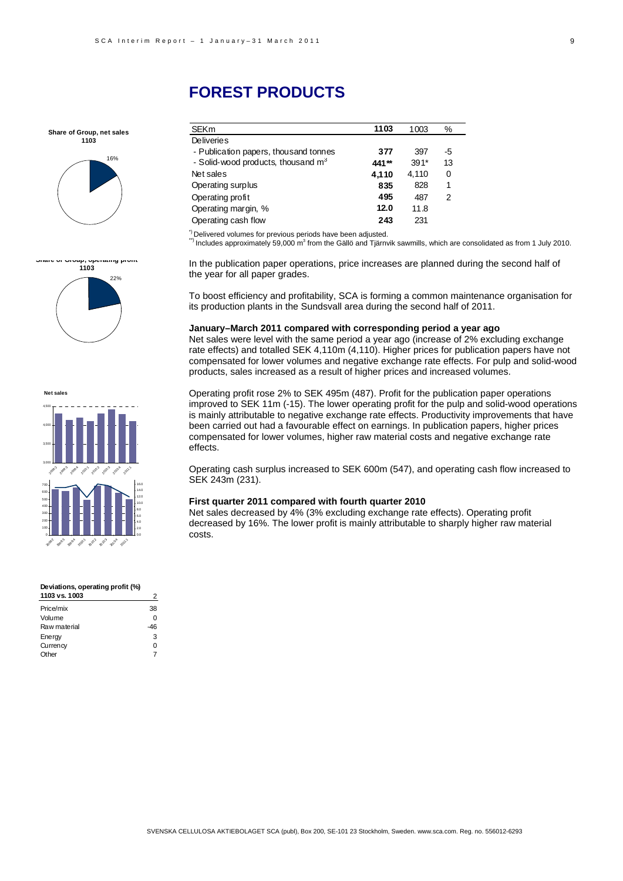# FOREST PRODUCTS

**Share of Group, net sales 1103**

16%

**Share of Group, operating profit 1103**

22%

**Net sales**

**Deviations, operating profit (%)**

| 1103 vs. 1003 | 2 |
|---|---|
| Price/mix | 38 |
| Volume | 0 |
| Raw material | -46 |
| Energy | 3 |
| Currency | 0 |
| Other | 7 |

| SEKm | 1103 | 1003 | % |
|---|---|---|---|
| Deliveries | | | |
| - Publication papers, thousand tonnes | **377** | 397 | -5 |
| - Solid-wood products, thousand $m^3$ | **441**** | 391* | 13 |
| Net sales | **4,110** | 4,110 | 0 |
| Operating surplus | **835** | 828 | 1 |
| Operating profit | **495** | 487 | 2 |
| Operating margin, % | **12.0** | 11.8 | |
| Operating cash flow | **243** | 231 | |

*) Delivered volumes for previous periods have been adjusted.

**) Includes approximately 59,000 $m^3$ from the Gällö and Tjärnvik sawmills, which are consolidated as from 1 July 2010.

In the publication paper operations, price increases are planned during the second half of the year for all paper grades.

To boost efficiency and profitability, SCA is forming a common maintenance organisation for its production plants in the Sundsvall area during the second half of 2011.

**January–March 2011 compared with corresponding period a year ago**

Net sales were level with the same period a year ago (increase of 2% excluding exchange rate effects) and totalled SEK 4,110m (4,110). Higher prices for publication papers have not compensated for lower volumes and negative exchange rate effects. For pulp and solid-wood products, sales increased as a result of higher prices and increased volumes.

Operating profit rose 2% to SEK 495m (487). Profit for the publication paper operations improved to SEK 11m (-15). The lower operating profit for the pulp and solid-wood operations is mainly attributable to negative exchange rate effects. Productivity improvements that have been carried out had a favourable effect on earnings. In publication papers, higher prices compensated for lower volumes, higher raw material costs and negative exchange rate effects.

Operating cash surplus increased to SEK 600m (547), and operating cash flow increased to SEK 243m (231).

**First quarter 2011 compared with fourth quarter 2010**

Net sales decreased by 4% (3% excluding exchange rate effects). Operating profit decreased by 16%. The lower profit is mainly attributable to sharply higher raw material costs.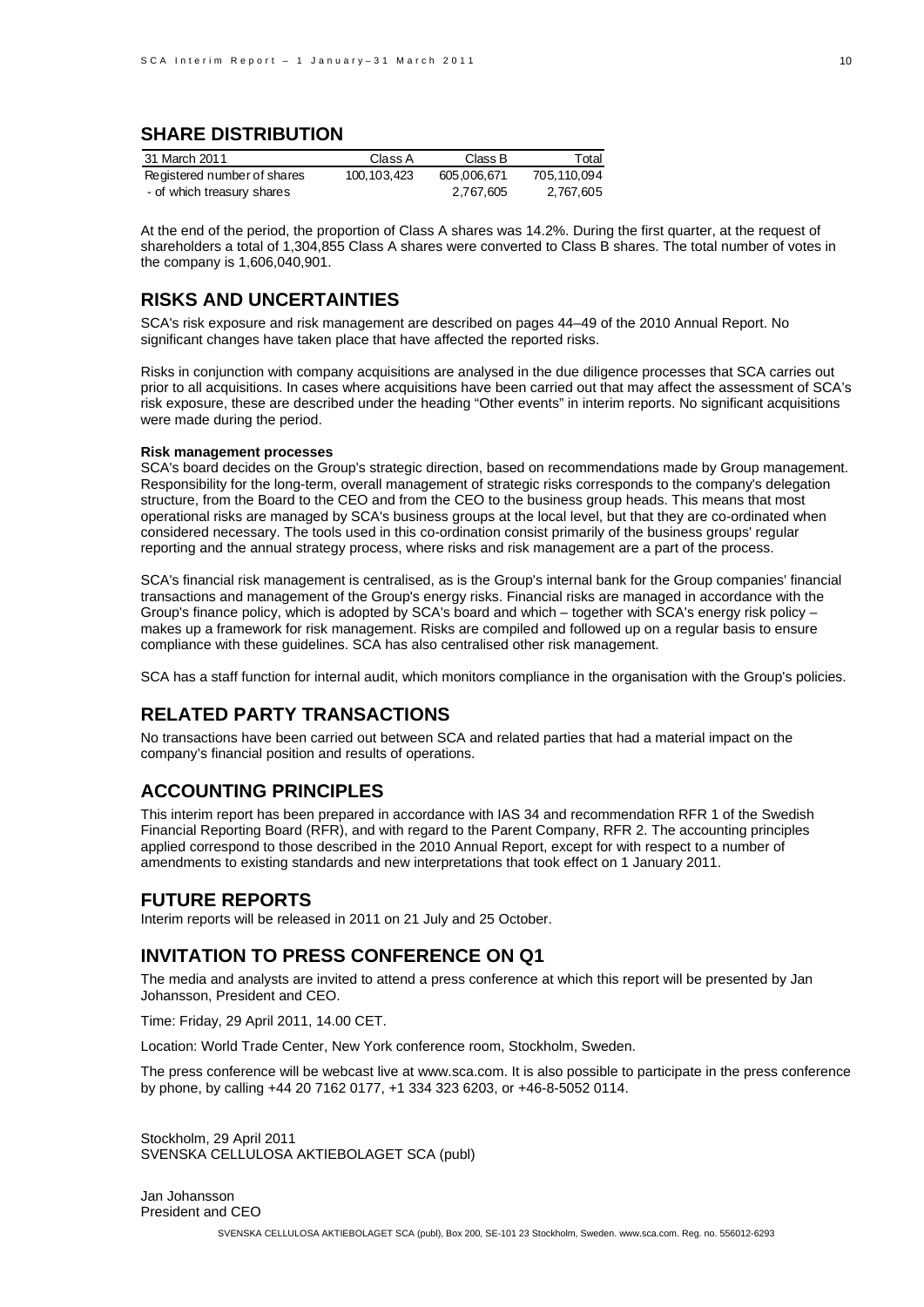## SHARE DISTRIBUTION

| 31 March 2011 | Class A | Class B | Total |
|---|---|---|---|
| Registered number of shares | 100,103,423 | 605,006,671 | 705,110,094 |
| - of which treasury shares | | 2,767,605 | 2,767,605 |

At the end of the period, the proportion of Class A shares was 14.2%. During the first quarter, at the request of shareholders a total of 1,304,855 Class A shares were converted to Class B shares. The total number of votes in the company is 1,606,040,901.

## RISKS AND UNCERTAINTIES

SCA's risk exposure and risk management are described on pages 44–49 of the 2010 Annual Report. No significant changes have taken place that have affected the reported risks.

Risks in conjunction with company acquisitions are analysed in the due diligence processes that SCA carries out prior to all acquisitions. In cases where acquisitions have been carried out that may affect the assessment of SCA's risk exposure, these are described under the heading "Other events" in interim reports. No significant acquisitions were made during the period.

**Risk management processes**

SCA's board decides on the Group's strategic direction, based on recommendations made by Group management. Responsibility for the long-term, overall management of strategic risks corresponds to the company's delegation structure, from the Board to the CEO and from the CEO to the business group heads. This means that most operational risks are managed by SCA's business groups at the local level, but that they are co-ordinated when considered necessary. The tools used in this co-ordination consist primarily of the business groups' regular reporting and the annual strategy process, where risks and risk management are a part of the process.

SCA's financial risk management is centralised, as is the Group's internal bank for the Group companies' financial transactions and management of the Group's energy risks. Financial risks are managed in accordance with the Group's finance policy, which is adopted by SCA's board and which – together with SCA's energy risk policy – makes up a framework for risk management. Risks are compiled and followed up on a regular basis to ensure compliance with these guidelines. SCA has also centralised other risk management.

SCA has a staff function for internal audit, which monitors compliance in the organisation with the Group's policies.

## RELATED PARTY TRANSACTIONS

No transactions have been carried out between SCA and related parties that had a material impact on the company's financial position and results of operations.

## ACCOUNTING PRINCIPLES

This interim report has been prepared in accordance with IAS 34 and recommendation RFR 1 of the Swedish Financial Reporting Board (RFR), and with regard to the Parent Company, RFR 2. The accounting principles applied correspond to those described in the 2010 Annual Report, except for with respect to a number of amendments to existing standards and new interpretations that took effect on 1 January 2011.

## FUTURE REPORTS

Interim reports will be released in 2011 on 21 July and 25 October.

## INVITATION TO PRESS CONFERENCE ON Q1

The media and analysts are invited to attend a press conference at which this report will be presented by Jan Johansson, President and CEO.

Time: Friday, 29 April 2011, 14.00 CET.

Location: World Trade Center, New York conference room, Stockholm, Sweden.

The press conference will be webcast live at www.sca.com. It is also possible to participate in the press conference by phone, by calling +44 20 7162 0177, +1 334 323 6203, or +46-8-5052 0114.

Stockholm, 29 April 2011
SVENSKA CELLULOSA AKTIEBOLAGET SCA (publ)

Jan Johansson
President and CEO

SVENSKA CELLULOSA AKTIEBOLAGET SCA (publ), Box 200, SE-101 23 Stockholm, Sweden. www.sca.com. Reg. no. 556012-6293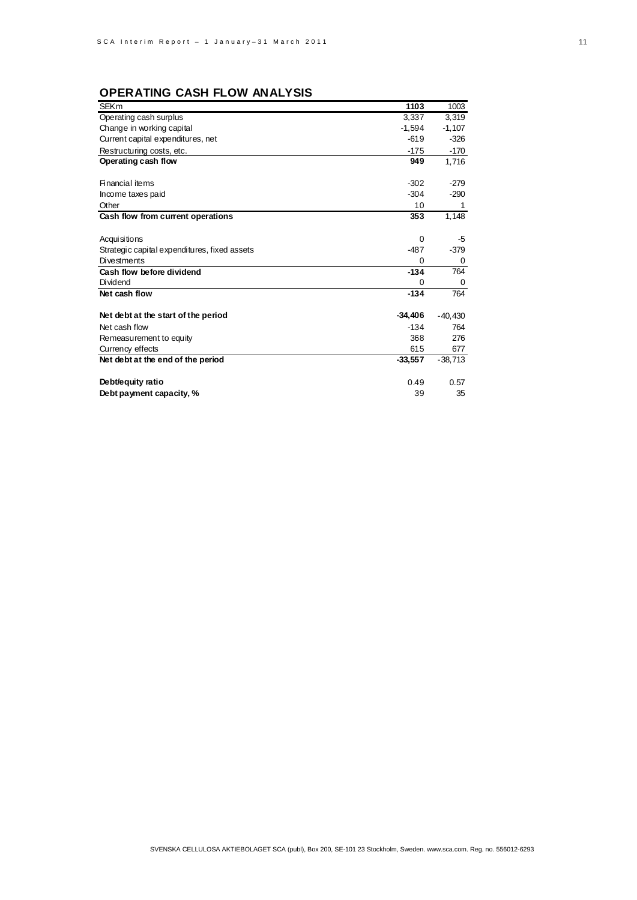## OPERATING CASH FLOW ANALYSIS

| SEKm | **1103** | 1003 |
|---|---|---|
| Operating cash surplus | 3,337 | 3,319 |
| Change in working capital | -1,594 | -1,107 |
| Current capital expenditures, net | -619 | -326 |
| Restructuring costs, etc. | -175 | -170 |
| **Operating cash flow** | **949** | 1,716 |
| | | |
| Financial items | -302 | -279 |
| Income taxes paid | -304 | -290 |
| Other | 10 | 1 |
| **Cash flow from current operations** | **353** | 1,148 |
| | | |
| Acquisitions | 0 | -5 |
| Strategic capital expenditures, fixed assets | -487 | -379 |
| Divestments | 0 | 0 |
| **Cash flow before dividend** | **-134** | 764 |
| Dividend | 0 | 0 |
| **Net cash flow** | **-134** | 764 |
| | | |
| **Net debt at the start of the period** | **-34,406** | -40,430 |
| Net cash flow | -134 | 764 |
| Remeasurement to equity | 368 | 276 |
| Currency effects | 615 | 677 |
| **Net debt at the end of the period** | **-33,557** | -38,713 |
| | | |
| **Debt/equity ratio** | 0.49 | 0.57 |
| **Debt payment capacity, %** | 39 | 35 |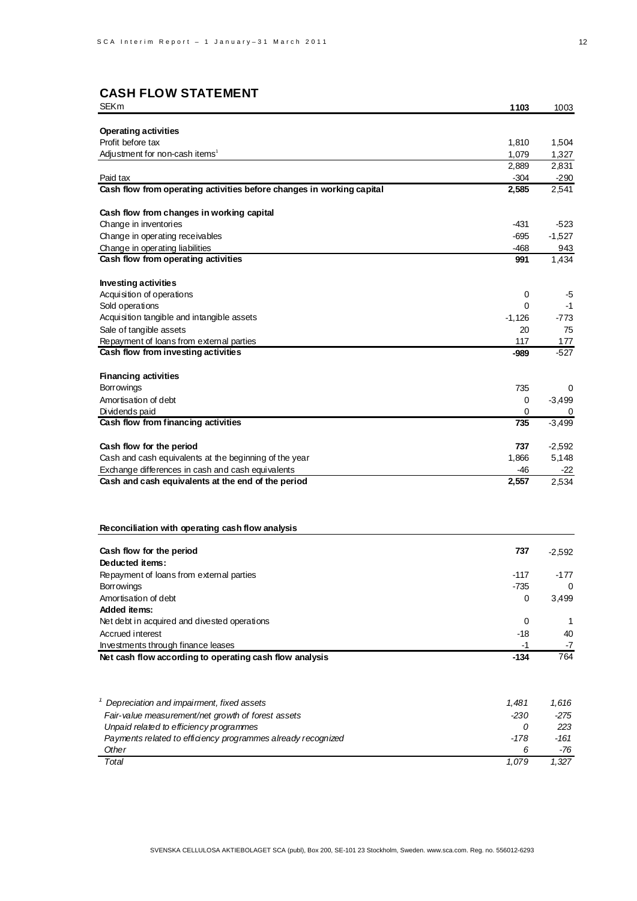## CASH FLOW STATEMENT

| SEKm | 1103 | 1003 |
|---|---|---|
| **Operating activities** | | |
| Profit before tax | 1,810 | 1,504 |
| Adjustment for non-cash items[1] | 1,079 | 1,327 |
| | 2,889 | 2,831 |
| Paid tax | -304 | -290 |
| **Cash flow from operating activities before changes in working capital** | **2,585** | 2,541 |
| | | |
| **Cash flow from changes in working capital** | | |
| Change in inventories | -431 | -523 |
| Change in operating receivables | -695 | -1,527 |
| Change in operating liabilities | -468 | 943 |
| **Cash flow from operating activities** | **991** | 1,434 |
| | | |
| **Investing activities** | | |
| Acquisition of operations | 0 | -5 |
| Sold operations | 0 | -1 |
| Acquisition tangible and intangible assets | -1,126 | -773 |
| Sale of tangible assets | 20 | 75 |
| Repayment of loans from external parties | 117 | 177 |
| **Cash flow from investing activities** | **-989** | -527 |
| | | |
| **Financing activities** | | |
| Borrowings | 735 | 0 |
| Amortisation of debt | 0 | -3,499 |
| Dividends paid | 0 | 0 |
| **Cash flow from financing activities** | **735** | -3,499 |
| | | |
| **Cash flow for the period** | **737** | -2,592 |
| Cash and cash equivalents at the beginning of the year | 1,866 | 5,148 |
| Exchange differences in cash and cash equivalents | -46 | -22 |
| **Cash and cash equivalents at the end of the period** | **2,557** | 2,534 |

**Reconciliation with operating cash flow analysis**

| | | |
|---|---|---|
| **Cash flow for the period** | **737** | -2,592 |
| **Deducted items:** | | |
| Repayment of loans from external parties | -117 | -177 |
| Borrowings | -735 | 0 |
| Amortisation of debt | 0 | 3,499 |
| **Added items:** | | |
| Net debt in acquired and divested operations | 0 | 1 |
| Accrued interest | -18 | 40 |
| Investments through finance leases | -1 | -7 |
| **Net cash flow according to operating cash flow analysis** | **-134** | 764 |

| | | |
|---|---|---|
| *[1] Depreciation and impairment, fixed assets* | *1,481* | *1,616* |
| *Fair-value measurement/net growth of forest assets* | *-230* | *-275* |
| *Unpaid related to efficiency programmes* | *0* | *223* |
| *Payments related to efficiency programmes already recognized* | *-178* | *-161* |
| *Other* | *6* | *-76* |
| *Total* | *1,079* | *1,327* |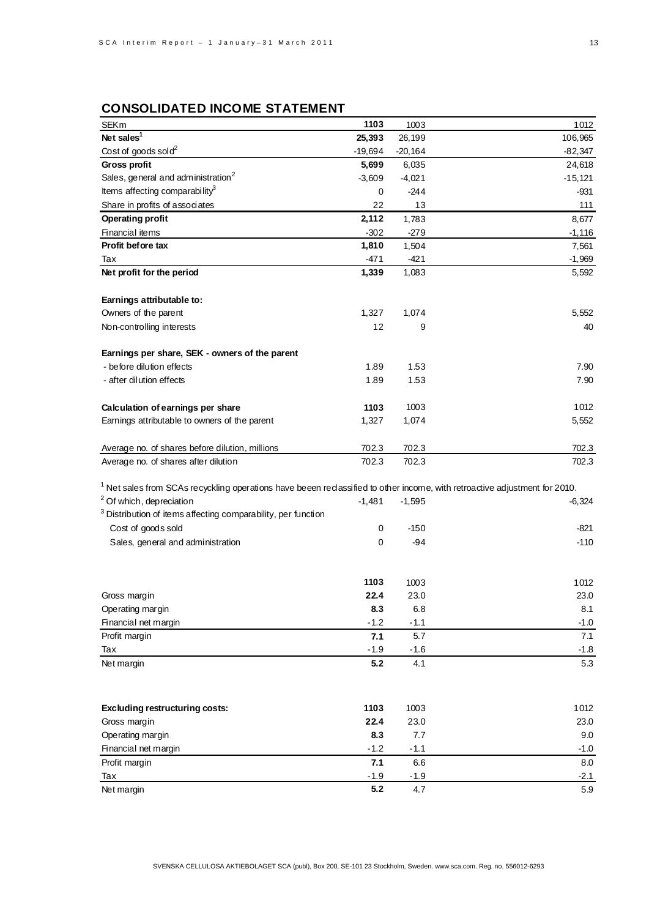## CONSOLIDATED INCOME STATEMENT

| SEKm | **1103** | 1003 | 1012 |
|---|---|---|---|
| **Net sales[1]** | **25,393** | 26,199 | 106,965 |
| Cost of goods sold[2] | -19,694 | -20,164 | -82,347 |
| **Gross profit** | **5,699** | 6,035 | 24,618 |
| Sales, general and administration[2] | -3,609 | -4,021 | -15,121 |
| Items affecting comparability[3] | 0 | -244 | -931 |
| Share in profits of associates | 22 | 13 | 111 |
| **Operating profit** | **2,112** | 1,783 | 8,677 |
| Financial items | -302 | -279 | -1,116 |
| **Profit before tax** | **1,810** | 1,504 | 7,561 |
| Tax | -471 | -421 | -1,969 |
| **Net profit for the period** | **1,339** | 1,083 | 5,592 |
| | | | |
| **Earnings attributable to:** | | | |
| Owners of the parent | 1,327 | 1,074 | 5,552 |
| Non-controlling interests | 12 | 9 | 40 |
| | | | |
| **Earnings per share, SEK - owners of the parent** | | | |
| - before dilution effects | 1.89 | 1.53 | 7.90 |
| - after dilution effects | 1.89 | 1.53 | 7.90 |
| | | | |
| **Calculation of earnings per share** | **1103** | 1003 | 1012 |
| Earnings attributable to owners of the parent | 1,327 | 1,074 | 5,552 |
| | | | |
| Average no. of shares before dilution, millions | 702.3 | 702.3 | 702.3 |
| Average no. of shares after dilution | 702.3 | 702.3 | 702.3 |

[1] Net sales from SCAs recycling operations have beeen reclassified to other income, with retroactive adjustment for 2010.

| | | | |
|---|---|---|---|
| [2] Of which, depreciation | -1,481 | -1,595 | -6,324 |
| [3] Distribution of items affecting comparability, per function | | | |
| Cost of goods sold | 0 | -150 | -821 |
| Sales, general and administration | 0 | -94 | -110 |

| | **1103** | 1003 | 1012 |
|---|---|---|---|
| Gross margin | **22.4** | 23.0 | 23.0 |
| Operating margin | **8.3** | 6.8 | 8.1 |
| Financial net margin | -1.2 | -1.1 | -1.0 |
| Profit margin | **7.1** | 5.7 | 7.1 |
| Tax | -1.9 | -1.6 | -1.8 |
| Net margin | **5.2** | 4.1 | 5.3 |

| **Excluding restructuring costs:** | **1103** | 1003 | 1012 |
|---|---|---|---|
| Gross margin | **22.4** | 23.0 | 23.0 |
| Operating margin | **8.3** | 7.7 | 9.0 |
| Financial net margin | -1.2 | -1.1 | -1.0 |
| Profit margin | **7.1** | 6.6 | 8.0 |
| Tax | -1.9 | -1.9 | -2.1 |
| Net margin | **5.2** | 4.7 | 5.9 |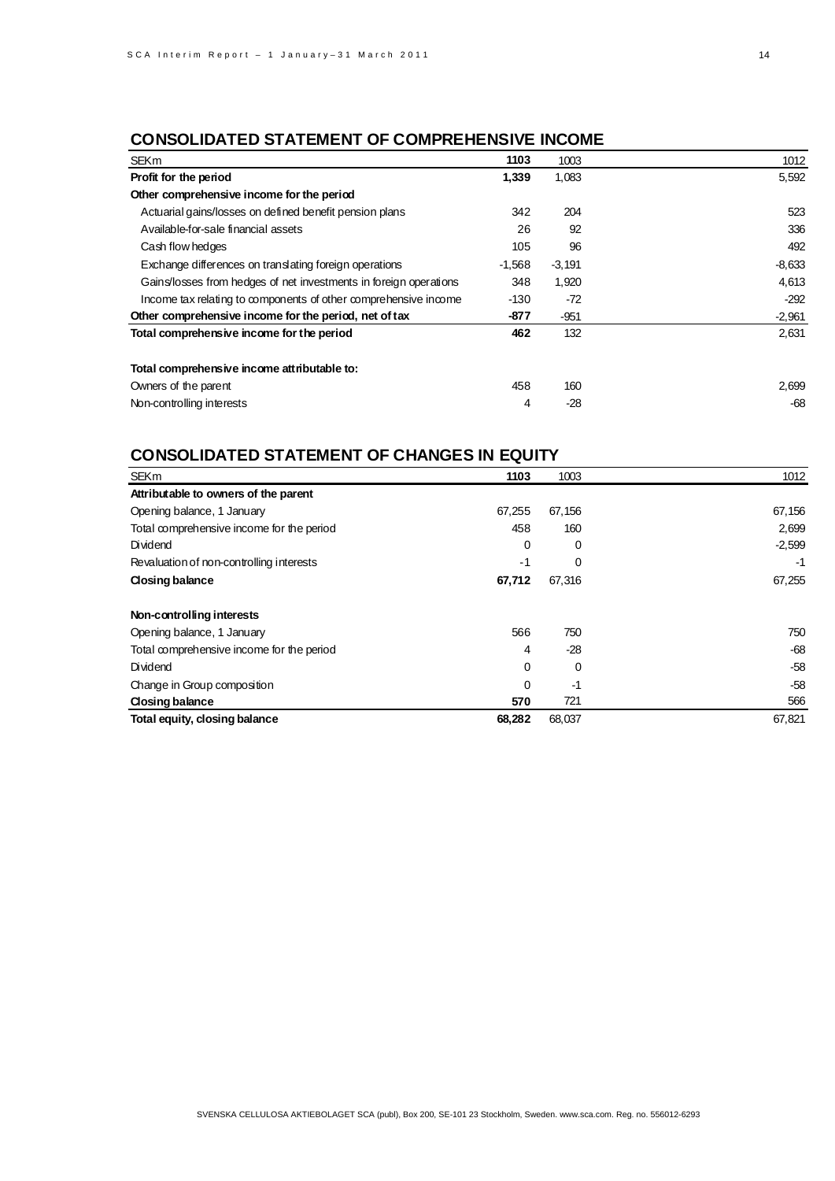## CONSOLIDATED STATEMENT OF COMPREHENSIVE INCOME

| SEKm | 1103 | 1003 | 1012 |
|---|---|---|---|
| **Profit for the period** | **1,339** | 1,083 | 5,592 |
| **Other comprehensive income for the period** | | | |
| Actuarial gains/losses on defined benefit pension plans | 342 | 204 | 523 |
| Available-for-sale financial assets | 26 | 92 | 336 |
| Cash flow hedges | 105 | 96 | 492 |
| Exchange differences on translating foreign operations | -1,568 | -3,191 | -8,633 |
| Gains/losses from hedges of net investments in foreign operations | 348 | 1,920 | 4,613 |
| Income tax relating to components of other comprehensive income | -130 | -72 | -292 |
| **Other comprehensive income for the period, net of tax** | **-877** | -951 | -2,961 |
| **Total comprehensive income for the period** | **462** | 132 | 2,631 |
| | | | |
| **Total comprehensive income attributable to:** | | | |
| Owners of the parent | 458 | 160 | 2,699 |
| Non-controlling interests | 4 | -28 | -68 |

## CONSOLIDATED STATEMENT OF CHANGES IN EQUITY

| SEKm | 1103 | 1003 | 1012 |
|---|---|---|---|
| **Attributable to owners of the parent** | | | |
| Opening balance, 1 January | 67,255 | 67,156 | 67,156 |
| Total comprehensive income for the period | 458 | 160 | 2,699 |
| Dividend | 0 | 0 | -2,599 |
| Revaluation of non-controlling interests | -1 | 0 | -1 |
| **Closing balance** | **67,712** | 67,316 | 67,255 |
| | | | |
| **Non-controlling interests** | | | |
| Opening balance, 1 January | 566 | 750 | 750 |
| Total comprehensive income for the period | 4 | -28 | -68 |
| Dividend | 0 | 0 | -58 |
| Change in Group composition | 0 | -1 | -58 |
| **Closing balance** | **570** | 721 | 566 |
| **Total equity, closing balance** | **68,282** | 68,037 | 67,821 |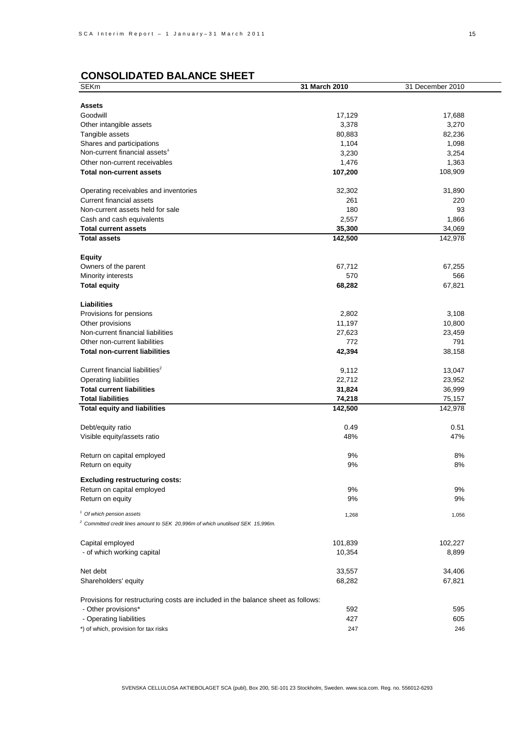## CONSOLIDATED BALANCE SHEET

| SEKm | 31 March 2010 | 31 December 2010 |
|---|---|---|
| **Assets** | | |
| Goodwill | 17,129 | 17,688 |
| Other intangible assets | 3,378 | 3,270 |
| Tangible assets | 80,883 | 82,236 |
| Shares and participations | 1,104 | 1,098 |
| Non-current financial assets[1] | 3,230 | 3,254 |
| Other non-current receivables | 1,476 | 1,363 |
| **Total non-current assets** | **107,200** | 108,909 |
| | | |
| Operating receivables and inventories | 32,302 | 31,890 |
| Current financial assets | 261 | 220 |
| Non-current assets held for sale | 180 | 93 |
| Cash and cash equivalents | 2,557 | 1,866 |
| **Total current assets** | **35,300** | 34,069 |
| **Total assets** | **142,500** | 142,978 |
| | | |
| **Equity** | | |
| Owners of the parent | 67,712 | 67,255 |
| Minority interests | 570 | 566 |
| **Total equity** | **68,282** | 67,821 |
| | | |
| **Liabilities** | | |
| Provisions for pensions | 2,802 | 3,108 |
| Other provisions | 11,197 | 10,800 |
| Non-current financial liabilities | 27,623 | 23,459 |
| Other non-current liabilities | 772 | 791 |
| **Total non-current liabilities** | **42,394** | 38,158 |
| | | |
| Current financial liabilities[2] | 9,112 | 13,047 |
| Operating liabilities | 22,712 | 23,952 |
| **Total current liabilities** | **31,824** | 36,999 |
| **Total liabilities** | **74,218** | 75,157 |
| **Total equity and liabilities** | **142,500** | 142,978 |
| | | |
| Debt/equity ratio | 0.49 | 0.51 |
| Visible equity/assets ratio | 48% | 47% |
| | | |
| Return on capital employed | 9% | 8% |
| Return on equity | 9% | 8% |
| | | |
| **Excluding restructuring costs:** | | |
| Return on capital employed | 9% | 9% |
| Return on equity | 9% | 9% |
| | | |
| *[1] Of which pension assets* | 1,268 | 1,056 |
| *[2] Committed credit lines amount to SEK 20,996m of which unutilised SEK 15,996m.* | | |
| | | |
| Capital employed | 101,839 | 102,227 |
| - of which working capital | 10,354 | 8,899 |
| | | |
| Net debt | 33,557 | 34,406 |
| Shareholders' equity | 68,282 | 67,821 |
| | | |
| Provisions for restructuring costs are included in the balance sheet as follows: | | |
| - Other provisions* | 592 | 595 |
| - Operating liabilities | 427 | 605 |
| *) of which, provision for tax risks | 247 | 246 |

SVENSKA CELLULOSA AKTIEBOLAGET SCA (publ), Box 200, SE-101 23 Stockholm, Sweden. www.sca.com. Reg. no. 556012-6293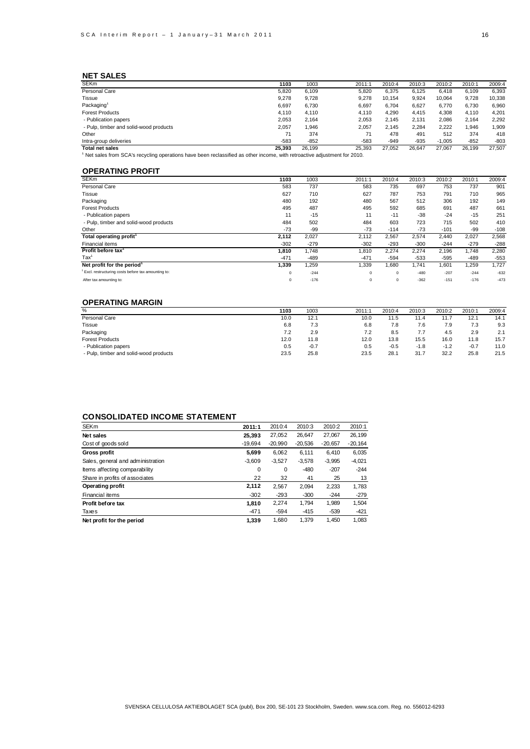## NET SALES

| SEKm | 1103 | 1003 | 2011:1 | 2010:4 | 2010:3 | 2010:2 | 2010:1 | 2009:4 |
|---|---|---|---|---|---|---|---|---|
| Personal Care | 5,820 | 6,109 | 5,820 | 6,375 | 6,125 | 6,418 | 6,109 | 6,393 |
| Tissue | 9,278 | 9,728 | 9,278 | 10,154 | 9,924 | 10,064 | 9,728 | 10,338 |
| Packaging[1] | 6,697 | 6,730 | 6,697 | 6,704 | 6,627 | 6,770 | 6,730 | 6,960 |
| Forest Products | 4,110 | 4,110 | 4,110 | 4,290 | 4,415 | 4,308 | 4,110 | 4,201 |
| - Publication papers | 2,053 | 2,164 | 2,053 | 2,145 | 2,131 | 2,086 | 2,164 | 2,292 |
| - Pulp, timber and solid-wood products | 2,057 | 1,946 | 2,057 | 2,145 | 2,284 | 2,222 | 1,946 | 1,909 |
| Other | 71 | 374 | 71 | 478 | 491 | 512 | 374 | 418 |
| Intra-group deliveries | -583 | -852 | -583 | -949 | -935 | -1,005 | -852 | -803 |
| **Total net sales** | **25,393** | 26,199 | 25,393 | 27,052 | 26,647 | 27,067 | 26,199 | 27,507 |

[1] Net sales from SCA's recycling operations have been reclassified as other income, with retroactive adjustment for 2010.

## OPERATING PROFIT

| SEKm | 1103 | 1003 | 2011:1 | 2010:4 | 2010:3 | 2010:2 | 2010:1 | 2009:4 |
|---|---|---|---|---|---|---|---|---|
| Personal Care | 583 | 737 | 583 | 735 | 697 | 753 | 737 | 901 |
| Tissue | 627 | 710 | 627 | 787 | 753 | 791 | 710 | 965 |
| Packaging | 480 | 192 | 480 | 567 | 512 | 306 | 192 | 149 |
| Forest Products | 495 | 487 | 495 | 592 | 685 | 691 | 487 | 661 |
| - Publication papers | 11 | -15 | 11 | -11 | -38 | -24 | -15 | 251 |
| - Pulp, timber and solid-wood products | 484 | 502 | 484 | 603 | 723 | 715 | 502 | 410 |
| Other | -73 | -99 | -73 | -114 | -73 | -101 | -99 | -108 |
| **Total operating profit[1]** | **2,112** | **2,027** | **2,112** | **2,567** | **2,574** | **2,440** | **2,027** | **2,568** |
| Financial items | -302 | -279 | -302 | -293 | -300 | -244 | -279 | -288 |
| **Profit before tax[1]** | **1,810** | **1,748** | **1,810** | **2,274** | **2,274** | **2,196** | **1,748** | **2,280** |
| Tax[1] | -471 | -489 | -471 | -594 | -533 | -595 | -489 | -553 |
| **Net profit for the period[1]** | **1,339** | **1,259** | **1,339** | **1,680** | **1,741** | **1,601** | **1,259** | **1,727** |
| [1] Excl. restructuring costs before tax amounting to: | 0 | -244 | 0 | 0 | -480 | -207 | -244 | -632 |
| After tax amounting to: | 0 | -176 | 0 | 0 | -362 | -151 | -176 | -473 |

## OPERATING MARGIN

| % | 1103 | 1003 | 2011:1 | 2010:4 | 2010:3 | 2010:2 | 2010:1 | 2009:4 |
|---|---|---|---|---|---|---|---|---|
| Personal Care | 10.0 | 12.1 | 10.0 | 11.5 | 11.4 | 11.7 | 12.1 | 14.1 |
| Tissue | 6.8 | 7.3 | 6.8 | 7.8 | 7.6 | 7.9 | 7.3 | 9.3 |
| Packaging | 7.2 | 2.9 | 7.2 | 8.5 | 7.7 | 4.5 | 2.9 | 2.1 |
| Forest Products | 12.0 | 11.8 | 12.0 | 13.8 | 15.5 | 16.0 | 11.8 | 15.7 |
| - Publication papers | 0.5 | -0.7 | 0.5 | -0.5 | -1.8 | -1.2 | -0.7 | 11.0 |
| - Pulp, timber and solid-wood products | 23.5 | 25.8 | 23.5 | 28.1 | 31.7 | 32.2 | 25.8 | 21.5 |

## CONSOLIDATED INCOME STATEMENT

| SEKm | 2011:1 | 2010:4 | 2010:3 | 2010:2 | 2010:1 |
|---|---|---|---|---|---|
| **Net sales** | **25,393** | 27,052 | 26,647 | 27,067 | 26,199 |
| Cost of goods sold | -19,694 | -20,990 | -20,536 | -20,657 | -20,164 |
| **Gross profit** | **5,699** | 6,062 | 6,111 | 6,410 | 6,035 |
| Sales, general and administration | -3,609 | -3,527 | -3,578 | -3,995 | -4,021 |
| Items affecting comparability | 0 | 0 | -480 | -207 | -244 |
| Share in profits of associates | 22 | 32 | 41 | 25 | 13 |
| **Operating profit** | **2,112** | 2,567 | 2,094 | 2,233 | 1,783 |
| Financial items | -302 | -293 | -300 | -244 | -279 |
| **Profit before tax** | **1,810** | 2,274 | 1,794 | 1,989 | 1,504 |
| Taxes | -471 | -594 | -415 | -539 | -421 |
| **Net profit for the period** | **1,339** | 1,680 | 1,379 | 1,450 | 1,083 |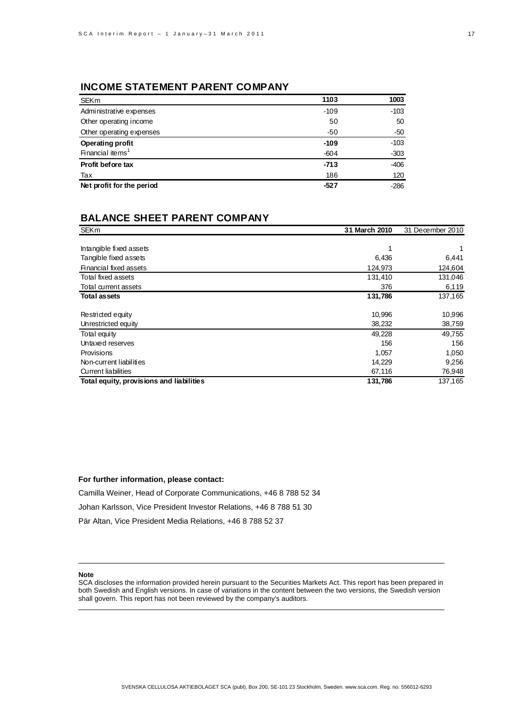## INCOME STATEMENT PARENT COMPANY

| SEKm | 1103 | 1003 |
|---|---|---|
| Administrative expenses | -109 | -103 |
| Other operating income | 50 | 50 |
| Other operating expenses | -50 | -50 |
| **Operating profit** | **-109** | -103 |
| Financial items[1] | -604 | -303 |
| **Profit before tax** | **-713** | -406 |
| Tax | 186 | 120 |
| **Net profit for the period** | **-527** | -286 |

## BALANCE SHEET PARENT COMPANY

| SEKm | 31 March 2010 | 31 December 2010 |
|---|---|---|
| Intangible fixed assets | 1 | 1 |
| Tangible fixed assets | 6,436 | 6,441 |
| Financial fixed assets | 124,973 | 124,604 |
| Total fixed assets | 131,410 | 131,046 |
| Total current assets | 376 | 6,119 |
| **Total assets** | **131,786** | 137,165 |
| Restricted equity | 10,996 | 10,996 |
| Unrestricted equity | 38,232 | 38,759 |
| Total equity | 49,228 | 49,755 |
| Untaxed reserves | 156 | 156 |
| Provisions | 1,057 | 1,050 |
| Non-current liabilities | 14,229 | 9,256 |
| Current liabilities | 67,116 | 76,948 |
| **Total equity, provisions and liabilities** | **131,786** | 137,165 |

**For further information, please contact:**

Camilla Weiner, Head of Corporate Communications, +46 8 788 52 34

Johan Karlsson, Vice President Investor Relations, +46 8 788 51 30

Pär Altan, Vice President Media Relations, +46 8 788 52 37

**Note**

SCA discloses the information provided herein pursuant to the Securities Markets Act. This report has been prepared in both Swedish and English versions. In case of variations in the content between the two versions, the Swedish version shall govern. This report has not been reviewed by the company's auditors.

SVENSKA CELLULOSA AKTIEBOLAGET SCA (publ), Box 200, SE-101 23 Stockholm, Sweden. www.sca.com. Reg. no. 556012-6293